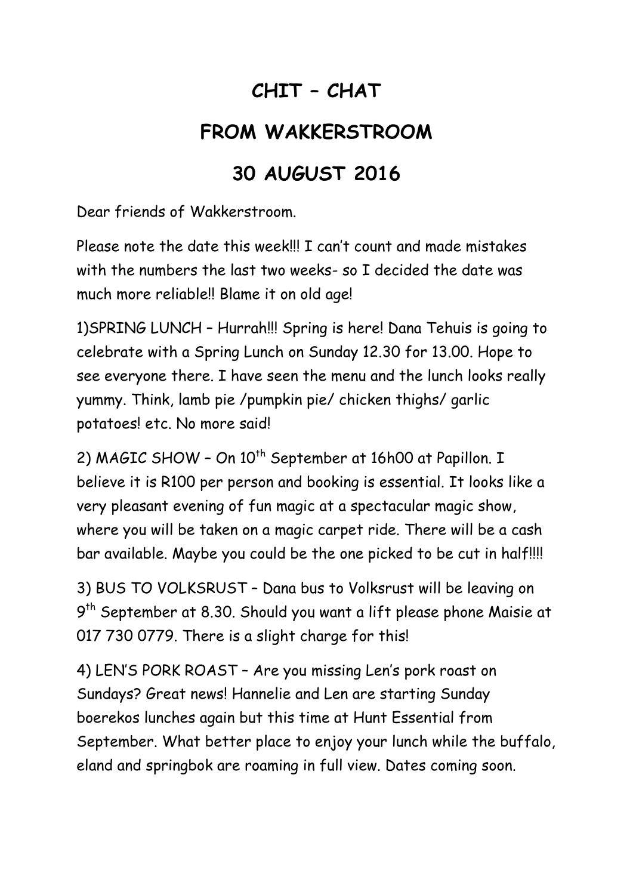# CHIT – CHAT

# FROM WAKKERSTROOM

# 30 AUGUST 2016

Dear friends of Wakkerstroom.

Please note the date this week!!! I can't count and made mistakes with the numbers the last two weeks- so I decided the date was much more reliable!! Blame it on old age!

1)SPRING LUNCH – Hurrah!!! Spring is here! Dana Tehuis is going to celebrate with a Spring Lunch on Sunday 12.30 for 13.00. Hope to see everyone there. I have seen the menu and the lunch looks really yummy. Think, lamb pie /pumpkin pie/ chicken thighs/ garlic potatoes! etc. No more said!

2) MAGIC SHOW – On 10th September at 16h00 at Papillon. I believe it is R100 per person and booking is essential. It looks like a very pleasant evening of fun magic at a spectacular magic show, where you will be taken on a magic carpet ride. There will be a cash bar available. Maybe you could be the one picked to be cut in half!!!!

3) BUS TO VOLKSRUST – Dana bus to Volksrust will be leaving on 9th September at 8.30. Should you want a lift please phone Maisie at 017 730 0779. There is a slight charge for this!

4) LEN'S PORK ROAST – Are you missing Len's pork roast on Sundays? Great news! Hannelie and Len are starting Sunday boerekos lunches again but this time at Hunt Essential from September. What better place to enjoy your lunch while the buffalo, eland and springbok are roaming in full view. Dates coming soon.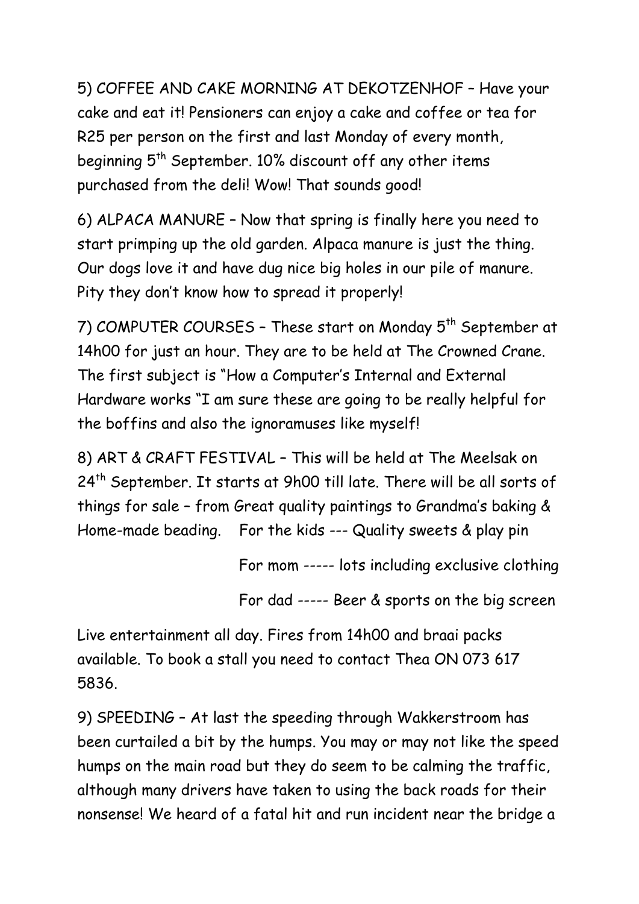5) COFFEE AND CAKE MORNING AT DEKOTZENHOF – Have your cake and eat it! Pensioners can enjoy a cake and coffee or tea for R25 per person on the first and last Monday of every month, beginning 5th September. 10% discount off any other items purchased from the deli! Wow! That sounds good!

6) ALPACA MANURE – Now that spring is finally here you need to start primping up the old garden. Alpaca manure is just the thing. Our dogs love it and have dug nice big holes in our pile of manure. Pity they don't know how to spread it properly!

7) COMPUTER COURSES – These start on Monday 5th September at 14h00 for just an hour. They are to be held at The Crowned Crane. The first subject is "How a Computer's Internal and External Hardware works "I am sure these are going to be really helpful for the boffins and also the ignoramuses like myself!

8) ART & CRAFT FESTIVAL – This will be held at The Meelsak on 24th September. It starts at 9h00 till late. There will be all sorts of things for sale – from Great quality paintings to Grandma's baking & Home-made beading.    For the kids --- Quality sweets & play pin

For mom ----- lots including exclusive clothing

For dad ----- Beer & sports on the big screen

Live entertainment all day. Fires from 14h00 and braai packs available. To book a stall you need to contact Thea ON 073 617 5836.

9) SPEEDING – At last the speeding through Wakkerstroom has been curtailed a bit by the humps. You may or may not like the speed humps on the main road but they do seem to be calming the traffic, although many drivers have taken to using the back roads for their nonsense! We heard of a fatal hit and run incident near the bridge a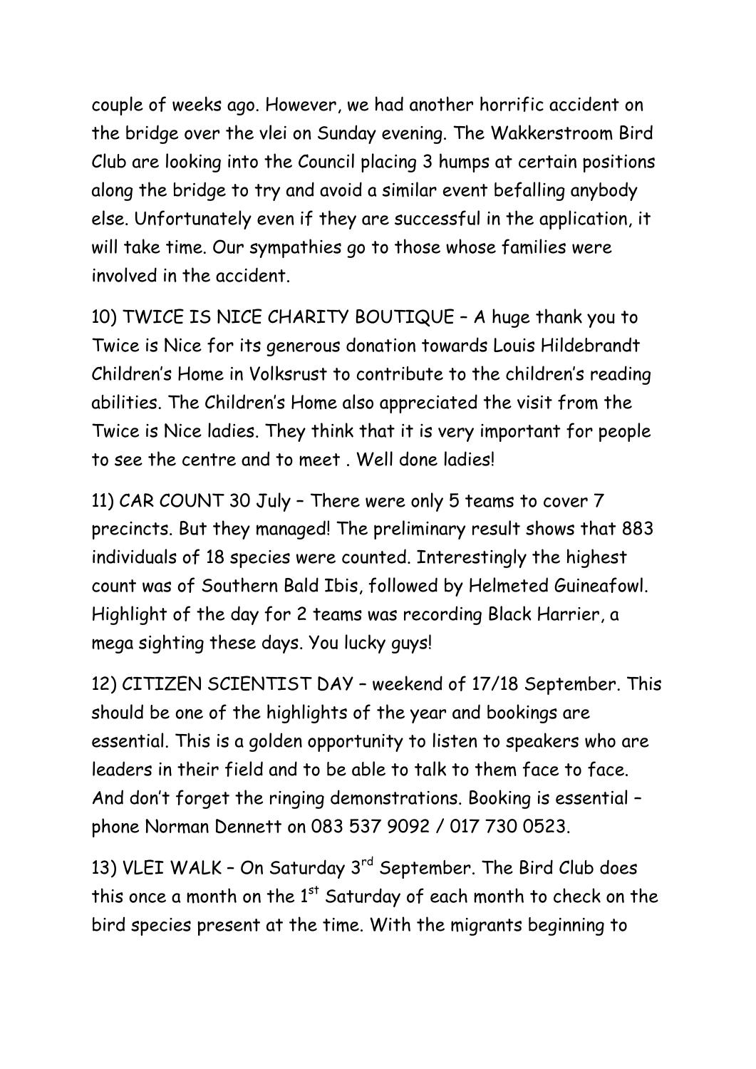couple of weeks ago. However, we had another horrific accident on the bridge over the vlei on Sunday evening. The Wakkerstroom Bird Club are looking into the Council placing 3 humps at certain positions along the bridge to try and avoid a similar event befalling anybody else. Unfortunately even if they are successful in the application, it will take time. Our sympathies go to those whose families were involved in the accident.

10) TWICE IS NICE CHARITY BOUTIQUE – A huge thank you to Twice is Nice for its generous donation towards Louis Hildebrandt Children's Home in Volksrust to contribute to the children's reading abilities. The Children's Home also appreciated the visit from the Twice is Nice ladies. They think that it is very important for people to see the centre and to meet . Well done ladies!

11) CAR COUNT 30 July – There were only 5 teams to cover 7 precincts. But they managed! The preliminary result shows that 883 individuals of 18 species were counted. Interestingly the highest count was of Southern Bald Ibis, followed by Helmeted Guineafowl. Highlight of the day for 2 teams was recording Black Harrier, a mega sighting these days. You lucky guys!

12) CITIZEN SCIENTIST DAY – weekend of 17/18 September. This should be one of the highlights of the year and bookings are essential. This is a golden opportunity to listen to speakers who are leaders in their field and to be able to talk to them face to face. And don't forget the ringing demonstrations. Booking is essential – phone Norman Dennett on 083 537 9092 / 017 730 0523.

13) VLEI WALK – On Saturday 3rd September. The Bird Club does this once a month on the 1st Saturday of each month to check on the bird species present at the time. With the migrants beginning to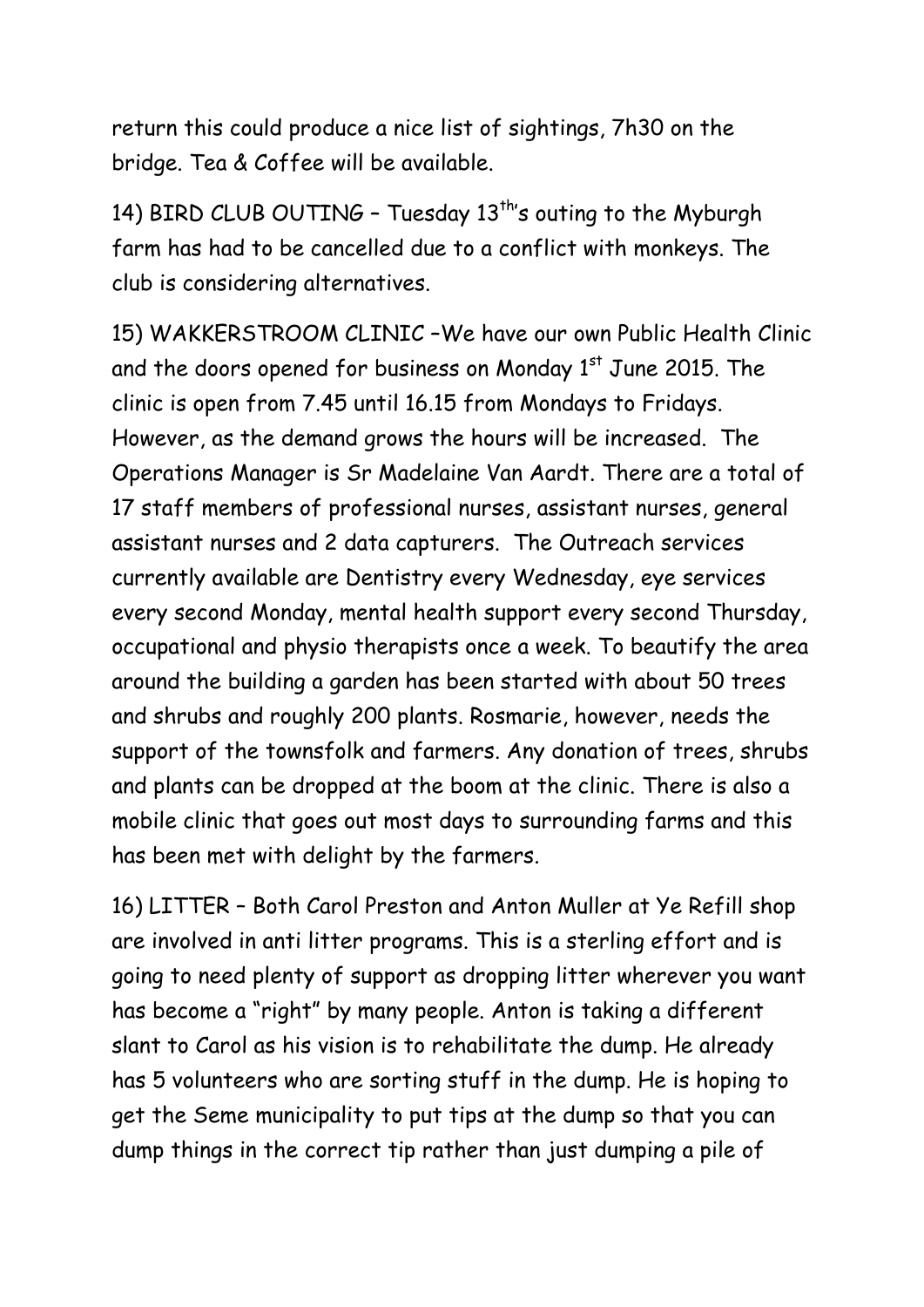return this could produce a nice list of sightings, 7h30 on the bridge. Tea & Coffee will be available.

14) BIRD CLUB OUTING – Tuesday 13th's outing to the Myburgh farm has had to be cancelled due to a conflict with monkeys. The club is considering alternatives.

15) WAKKERSTROOM CLINIC –We have our own Public Health Clinic and the doors opened for business on Monday 1st June 2015. The clinic is open from 7.45 until 16.15 from Mondays to Fridays. However, as the demand grows the hours will be increased. The Operations Manager is Sr Madelaine Van Aardt. There are a total of 17 staff members of professional nurses, assistant nurses, general assistant nurses and 2 data capturers. The Outreach services currently available are Dentistry every Wednesday, eye services every second Monday, mental health support every second Thursday, occupational and physio therapists once a week. To beautify the area around the building a garden has been started with about 50 trees and shrubs and roughly 200 plants. Rosmarie, however, needs the support of the townsfolk and farmers. Any donation of trees, shrubs and plants can be dropped at the boom at the clinic. There is also a mobile clinic that goes out most days to surrounding farms and this has been met with delight by the farmers.

16) LITTER – Both Carol Preston and Anton Muller at Ye Refill shop are involved in anti litter programs. This is a sterling effort and is going to need plenty of support as dropping litter wherever you want has become a "right" by many people. Anton is taking a different slant to Carol as his vision is to rehabilitate the dump. He already has 5 volunteers who are sorting stuff in the dump. He is hoping to get the Seme municipality to put tips at the dump so that you can dump things in the correct tip rather than just dumping a pile of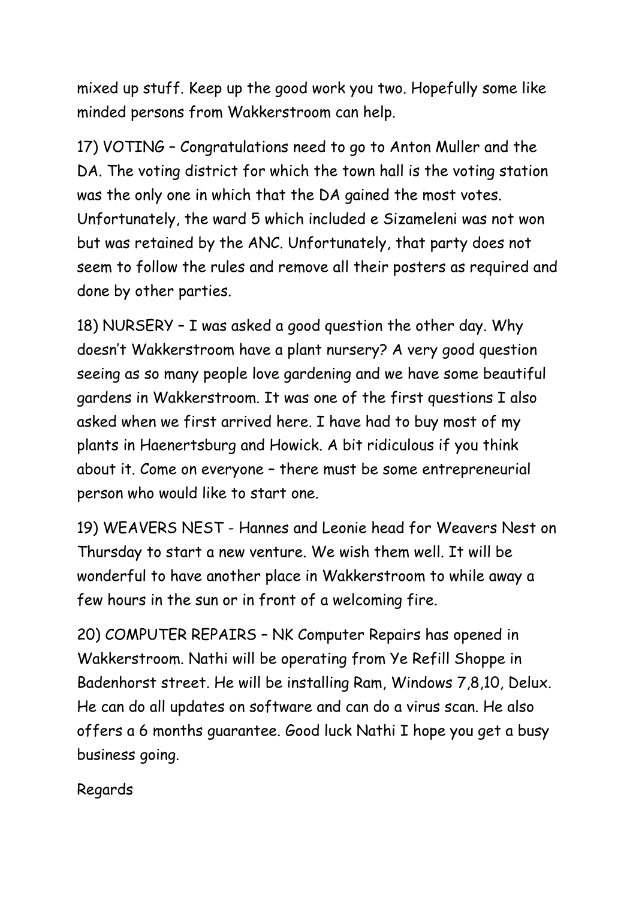mixed up stuff. Keep up the good work you two. Hopefully some like minded persons from Wakkerstroom can help.

17) VOTING – Congratulations need to go to Anton Muller and the DA. The voting district for which the town hall is the voting station was the only one in which that the DA gained the most votes. Unfortunately, the ward 5 which included e Sizameleni was not won but was retained by the ANC. Unfortunately, that party does not seem to follow the rules and remove all their posters as required and done by other parties.

18) NURSERY – I was asked a good question the other day. Why doesn't Wakkerstroom have a plant nursery? A very good question seeing as so many people love gardening and we have some beautiful gardens in Wakkerstroom. It was one of the first questions I also asked when we first arrived here. I have had to buy most of my plants in Haenertsburg and Howick. A bit ridiculous if you think about it. Come on everyone – there must be some entrepreneurial person who would like to start one.

19) WEAVERS NEST - Hannes and Leonie head for Weavers Nest on Thursday to start a new venture. We wish them well. It will be wonderful to have another place in Wakkerstroom to while away a few hours in the sun or in front of a welcoming fire.

20) COMPUTER REPAIRS – NK Computer Repairs has opened in Wakkerstroom. Nathi will be operating from Ye Refill Shoppe in Badenhorst street. He will be installing Ram, Windows 7,8,10, Delux. He can do all updates on software and can do a virus scan. He also offers a 6 months guarantee. Good luck Nathi I hope you get a busy business going.

Regards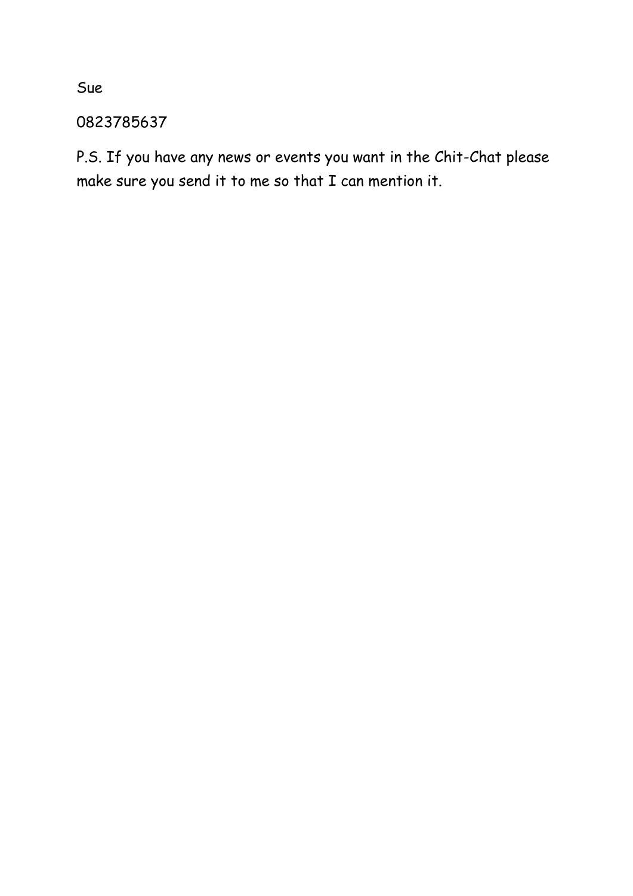Sue

0823785637

P.S. If you have any news or events you want in the Chit-Chat please make sure you send it to me so that I can mention it.